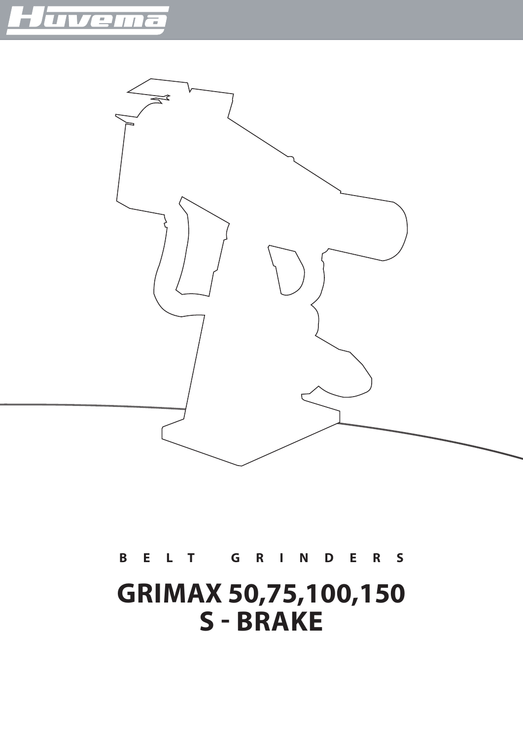Huvema

B E L T   G R I N D E R S

# GRIMAX 50,75,100,150
# S - BRAKE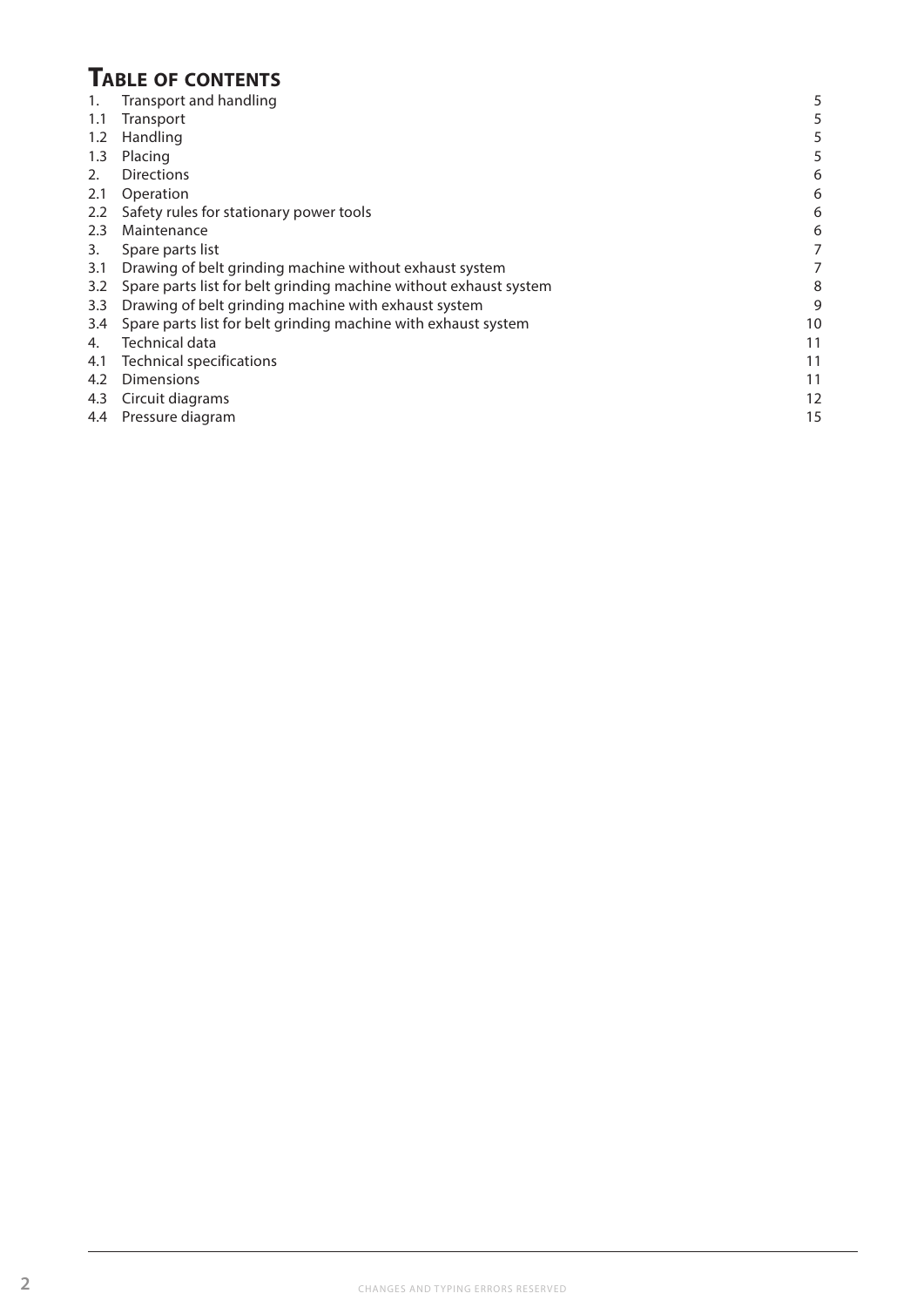# Table of contents

| | | |
|---|---|---|
| 1. | Transport and handling | 5 |
| 1.1 | Transport | 5 |
| 1.2 | Handling | 5 |
| 1.3 | Placing | 5 |
| 2. | Directions | 6 |
| 2.1 | Operation | 6 |
| 2.2 | Safety rules for stationary power tools | 6 |
| 2.3 | Maintenance | 6 |
| 3. | Spare parts list | 7 |
| 3.1 | Drawing of belt grinding machine without exhaust system | 7 |
| 3.2 | Spare parts list for belt grinding machine without exhaust system | 8 |
| 3.3 | Drawing of belt grinding machine with exhaust system | 9 |
| 3.4 | Spare parts list for belt grinding machine with exhaust system | 10 |
| 4. | Technical data | 11 |
| 4.1 | Technical specifications | 11 |
| 4.2 | Dimensions | 11 |
| 4.3 | Circuit diagrams | 12 |
| 4.4 | Pressure diagram | 15 |

CHANGES AND TYPING ERRORS RESERVED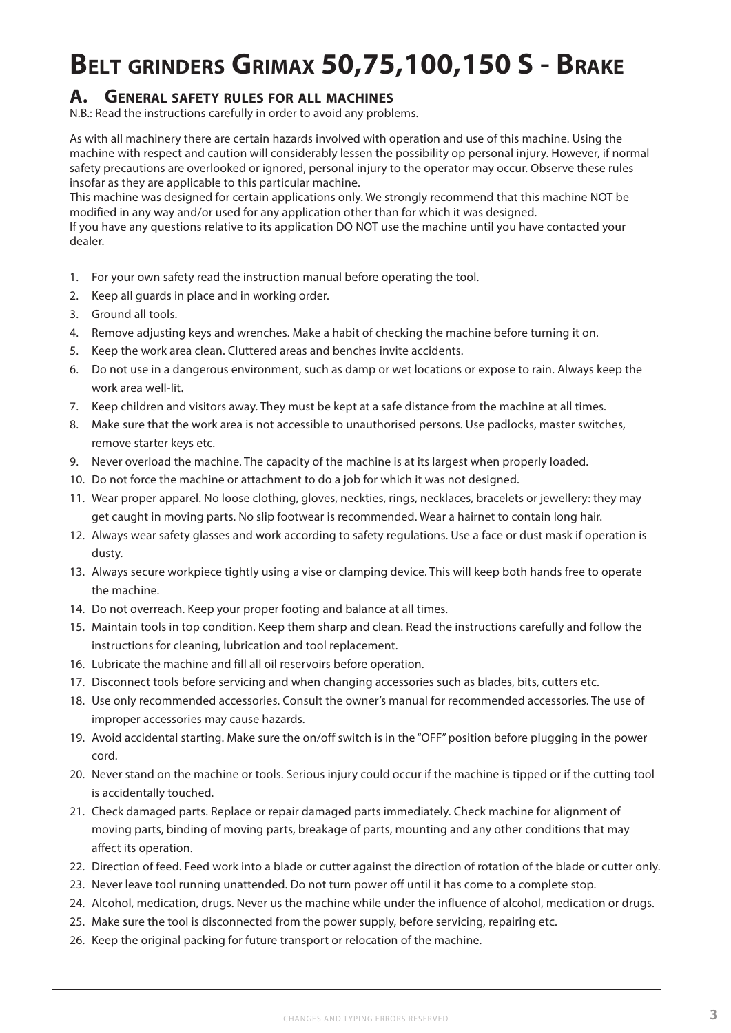# Belt grinders Grimax 50,75,100,150 S - Brake

## A. General safety rules for all machines

N.B.: Read the instructions carefully in order to avoid any problems.

As with all machinery there are certain hazards involved with operation and use of this machine. Using the machine with respect and caution will considerably lessen the possibility op personal injury. However, if normal safety precautions are overlooked or ignored, personal injury to the operator may occur. Observe these rules insofar as they are applicable to this particular machine.
This machine was designed for certain applications only. We strongly recommend that this machine NOT be modified in any way and/or used for any application other than for which it was designed.
If you have any questions relative to its application DO NOT use the machine until you have contacted your dealer.

1. For your own safety read the instruction manual before operating the tool.
2. Keep all guards in place and in working order.
3. Ground all tools.
4. Remove adjusting keys and wrenches. Make a habit of checking the machine before turning it on.
5. Keep the work area clean. Cluttered areas and benches invite accidents.
6. Do not use in a dangerous environment, such as damp or wet locations or expose to rain. Always keep the work area well-lit.
7. Keep children and visitors away. They must be kept at a safe distance from the machine at all times.
8. Make sure that the work area is not accessible to unauthorised persons. Use padlocks, master switches, remove starter keys etc.
9. Never overload the machine. The capacity of the machine is at its largest when properly loaded.
10. Do not force the machine or attachment to do a job for which it was not designed.
11. Wear proper apparel. No loose clothing, gloves, neckties, rings, necklaces, bracelets or jewellery: they may get caught in moving parts. No slip footwear is recommended. Wear a hairnet to contain long hair.
12. Always wear safety glasses and work according to safety regulations. Use a face or dust mask if operation is dusty.
13. Always secure workpiece tightly using a vise or clamping device. This will keep both hands free to operate the machine.
14. Do not overreach. Keep your proper footing and balance at all times.
15. Maintain tools in top condition. Keep them sharp and clean. Read the instructions carefully and follow the instructions for cleaning, lubrication and tool replacement.
16. Lubricate the machine and fill all oil reservoirs before operation.
17. Disconnect tools before servicing and when changing accessories such as blades, bits, cutters etc.
18. Use only recommended accessories. Consult the owner's manual for recommended accessories. The use of improper accessories may cause hazards.
19. Avoid accidental starting. Make sure the on/off switch is in the "OFF" position before plugging in the power cord.
20. Never stand on the machine or tools. Serious injury could occur if the machine is tipped or if the cutting tool is accidentally touched.
21. Check damaged parts. Replace or repair damaged parts immediately. Check machine for alignment of moving parts, binding of moving parts, breakage of parts, mounting and any other conditions that may affect its operation.
22. Direction of feed. Feed work into a blade or cutter against the direction of rotation of the blade or cutter only.
23. Never leave tool running unattended. Do not turn power off until it has come to a complete stop.
24. Alcohol, medication, drugs. Never us the machine while under the influence of alcohol, medication or drugs.
25. Make sure the tool is disconnected from the power supply, before servicing, repairing etc.
26. Keep the original packing for future transport or relocation of the machine.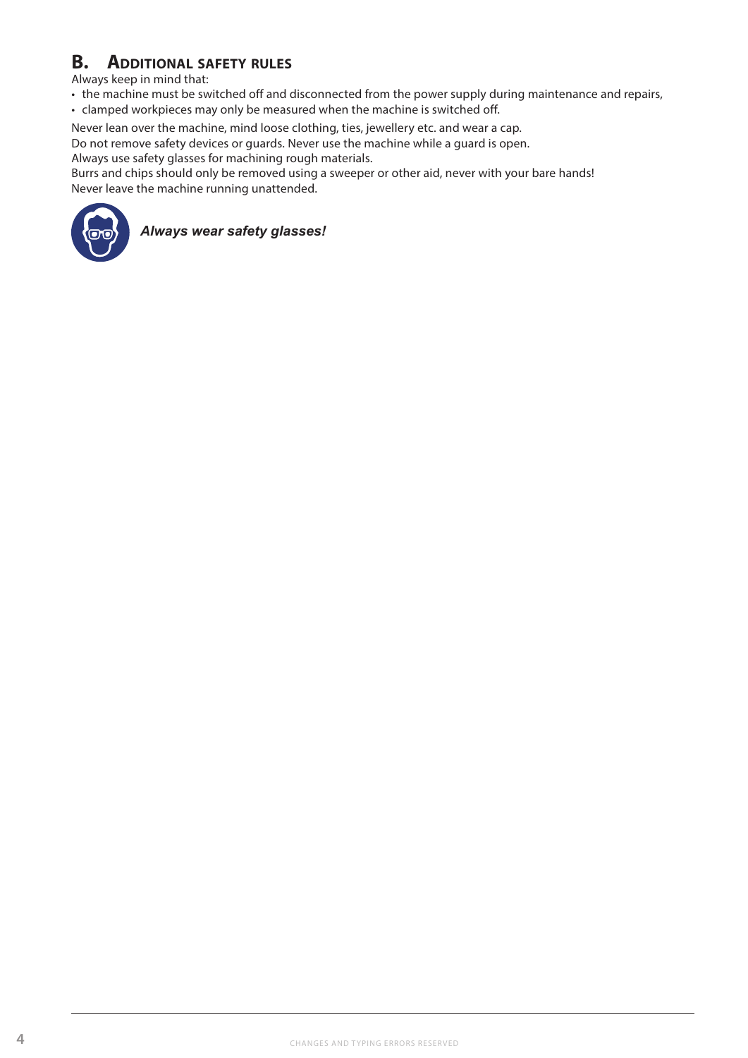## B. Additional safety rules

Always keep in mind that:

- the machine must be switched off and disconnected from the power supply during maintenance and repairs,
- clamped workpieces may only be measured when the machine is switched off.

Never lean over the machine, mind loose clothing, ties, jewellery etc. and wear a cap.
Do not remove safety devices or guards. Never use the machine while a guard is open.
Always use safety glasses for machining rough materials.
Burrs and chips should only be removed using a sweeper or other aid, never with your bare hands!
Never leave the machine running unattended.

***Always wear safety glasses!***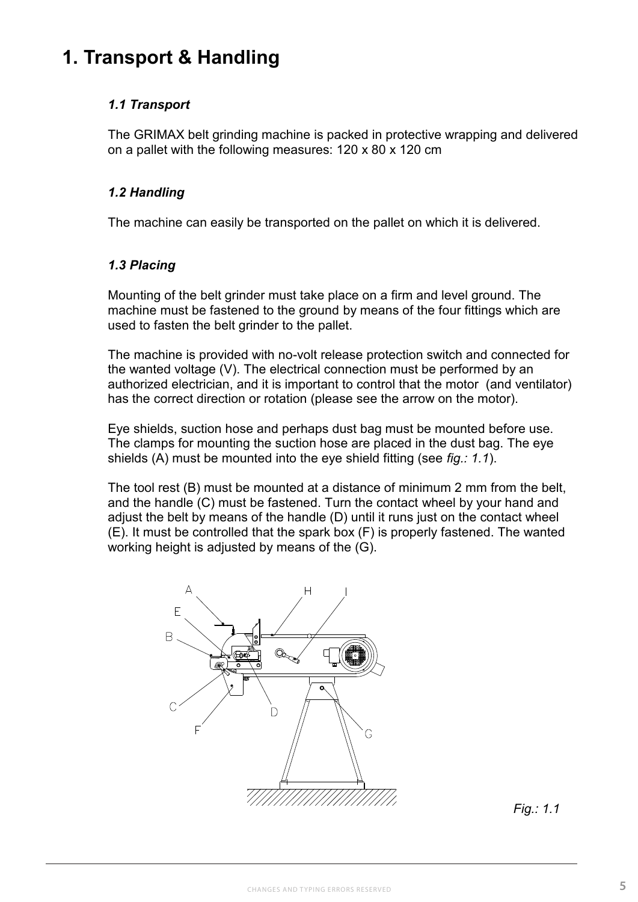# 1. Transport & Handling

### *1.1 Transport*

The GRIMAX belt grinding machine is packed in protective wrapping and delivered on a pallet with the following measures: 120 x 80 x 120 cm

### *1.2 Handling*

The machine can easily be transported on the pallet on which it is delivered.

### *1.3 Placing*

Mounting of the belt grinder must take place on a firm and level ground. The machine must be fastened to the ground by means of the four fittings which are used to fasten the belt grinder to the pallet.

The machine is provided with no-volt release protection switch and connected for the wanted voltage (V). The electrical connection must be performed by an authorized electrician, and it is important to control that the motor (and ventilator) has the correct direction or rotation (please see the arrow on the motor).

Eye shields, suction hose and perhaps dust bag must be mounted before use. The clamps for mounting the suction hose are placed in the dust bag. The eye shields (A) must be mounted into the eye shield fitting (see *fig.: 1.1*).

The tool rest (B) must be mounted at a distance of minimum 2 mm from the belt, and the handle (C) must be fastened. Turn the contact wheel by your hand and adjust the belt by means of the handle (D) until it runs just on the contact wheel (E). It must be controlled that the spark box (F) is properly fastened. The wanted working height is adjusted by means of the (G).

*Fig.: 1.1*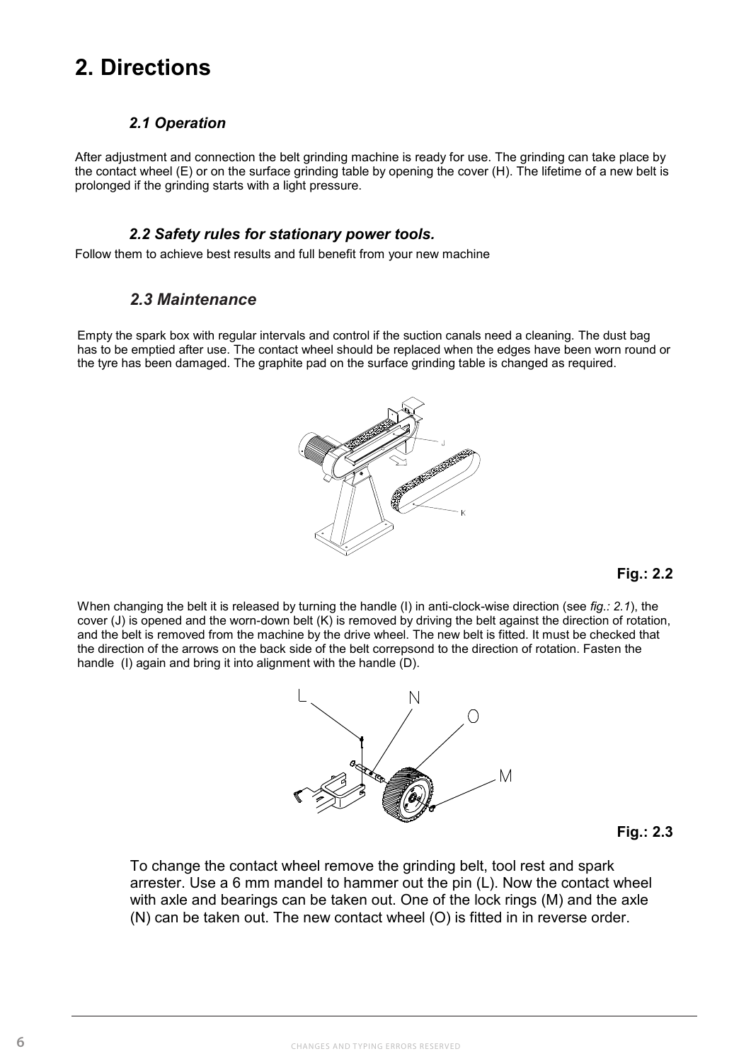# 2. Directions

### *2.1 Operation*

After adjustment and connection the belt grinding machine is ready for use. The grinding can take place by the contact wheel (E) or on the surface grinding table by opening the cover (H). The lifetime of a new belt is prolonged if the grinding starts with a light pressure.

### *2.2 Safety rules for stationary power tools.*

Follow them to achieve best results and full benefit from your new machine

### *2.3 Maintenance*

Empty the spark box with regular intervals and control if the suction canals need a cleaning. The dust bag has to be emptied after use. The contact wheel should be replaced when the edges have been worn round or the tyre has been damaged. The graphite pad on the surface grinding table is changed as required.

**Fig.: 2.2**

When changing the belt it is released by turning the handle (I) in anti-clock-wise direction (see *fig.: 2.1*), the cover (J) is opened and the worn-down belt (K) is removed by driving the belt against the direction of rotation, and the belt is removed from the machine by the drive wheel. The new belt is fitted. It must be checked that the direction of the arrows on the back side of the belt correpsond to the direction of rotation. Fasten the handle (I) again and bring it into alignment with the handle (D).

**Fig.: 2.3**

To change the contact wheel remove the grinding belt, tool rest and spark arrester. Use a 6 mm mandel to hammer out the pin (L). Now the contact wheel with axle and bearings can be taken out. One of the lock rings (M) and the axle (N) can be taken out. The new contact wheel (O) is fitted in in reverse order.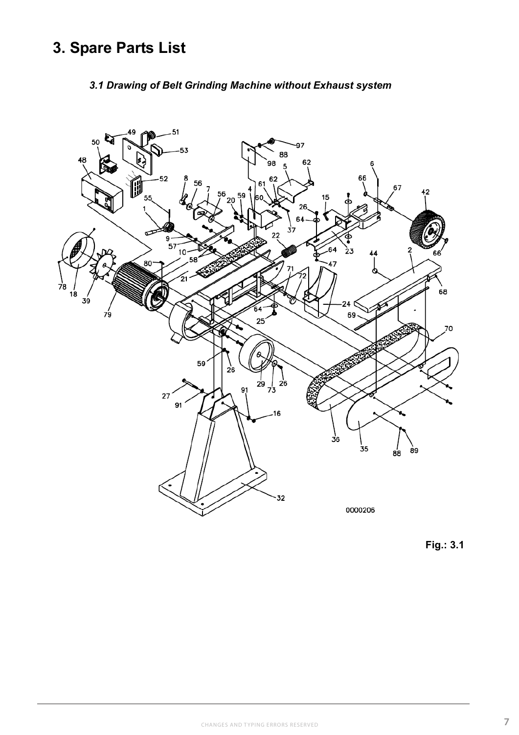# 3. Spare Parts List

### *3.1 Drawing of Belt Grinding Machine without Exhaust system*

0000206

**Fig.: 3.1**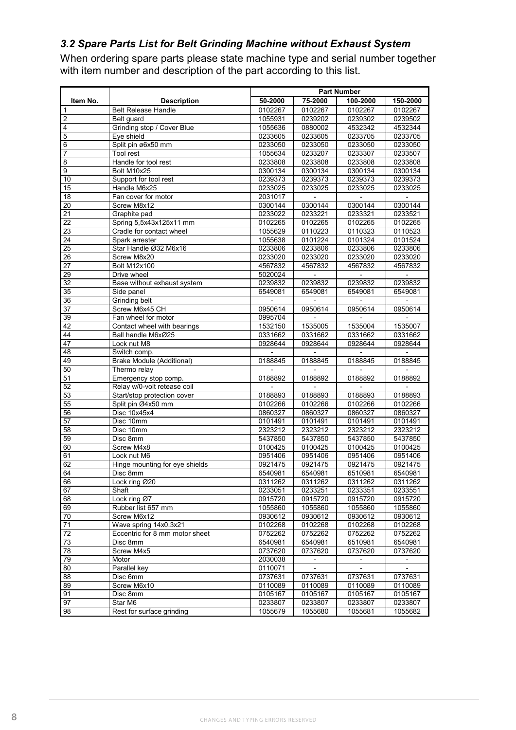### *3.2 Spare Parts List for Belt Grinding Machine without Exhaust System*

When ordering spare parts please state machine type and serial number together with item number and description of the part according to this list.

| Item No. | Description | Part Number | | | |
|---|---|---|---|---|---|
| | | 50-2000 | 75-2000 | 100-2000 | 150-2000 |
| 1 | Belt Release Handle | 0102267 | 0102267 | 0102267 | 0102267 |
| 2 | Belt guard | 1055931 | 0239202 | 0239302 | 0239502 |
| 4 | Grinding stop / Cover Blue | 1055636 | 0880002 | 4532342 | 4532344 |
| 5 | Eye shield | 0233605 | 0233605 | 0233705 | 0233705 |
| 6 | Split pin ø6x50 mm | 0233050 | 0233050 | 0233050 | 0233050 |
| 7 | Tool rest | 1055634 | 0233207 | 0233307 | 0233507 |
| 8 | Handle for tool rest | 0233808 | 0233808 | 0233808 | 0233808 |
| 9 | Bolt M10x25 | 0300134 | 0300134 | 0300134 | 0300134 |
| 10 | Support for tool rest | 0239373 | 0239373 | 0239373 | 0239373 |
| 15 | Handle M6x25 | 0233025 | 0233025 | 0233025 | 0233025 |
| 18 | Fan cover for motor | 2031017 | - | - | - |
| 20 | Screw M8x12 | 0300144 | 0300144 | 0300144 | 0300144 |
| 21 | Graphite pad | 0233022 | 0233221 | 0233321 | 0233521 |
| 22 | Spring 5,5x43x125x11 mm | 0102265 | 0102265 | 0102265 | 0102265 |
| 23 | Cradle for contact wheel | 1055629 | 0110223 | 0110323 | 0110523 |
| 24 | Spark arrester | 1055638 | 0101224 | 0101324 | 0101524 |
| 25 | Star Handle Ø32 M6x16 | 0233806 | 0233806 | 0233806 | 0233806 |
| 26 | Screw M8x20 | 0233020 | 0233020 | 0233020 | 0233020 |
| 27 | Bolt M12x100 | 4567832 | 4567832 | 4567832 | 4567832 |
| 29 | Drive wheel | 5020024 | - | - | - |
| 32 | Base without exhaust system | 0239832 | 0239832 | 0239832 | 0239832 |
| 35 | Side panel | 6549081 | 6549081 | 6549081 | 6549081 |
| 36 | Grinding belt | - | - | - | - |
| 37 | Screw M6x45 CH | 0950614 | 0950614 | 0950614 | 0950614 |
| 39 | Fan wheel for motor | 0995704 | - | - | - |
| 42 | Contact wheel with bearings | 1532150 | 1535005 | 1535004 | 1535007 |
| 44 | Ball handle M6xØ25 | 0331662 | 0331662 | 0331662 | 0331662 |
| 47 | Lock nut M8 | 0928644 | 0928644 | 0928644 | 0928644 |
| 48 | Switch comp. | - | - | - | - |
| 49 | Brake Module (Additional) | 0188845 | 0188845 | 0188845 | 0188845 |
| 50 | Thermo relay | - | - | - | - |
| 51 | Emergency stop comp. | 0188892 | 0188892 | 0188892 | 0188892 |
| 52 | Relay w/0-volt retease coil | - | - | - | - |
| 53 | Start/stop protection cover | 0188893 | 0188893 | 0188893 | 0188893 |
| 55 | Split pin Ø4x50 mm | 0102266 | 0102266 | 0102266 | 0102266 |
| 56 | Disc 10x45x4 | 0860327 | 0860327 | 0860327 | 0860327 |
| 57 | Disc 10mm | 0101491 | 0101491 | 0101491 | 0101491 |
| 58 | Disc 10mm | 2323212 | 2323212 | 2323212 | 2323212 |
| 59 | Disc 8mm | 5437850 | 5437850 | 5437850 | 5437850 |
| 60 | Screw M4x8 | 0100425 | 0100425 | 0100425 | 0100425 |
| 61 | Lock nut M6 | 0951406 | 0951406 | 0951406 | 0951406 |
| 62 | Hinge mounting for eye shields | 0921475 | 0921475 | 0921475 | 0921475 |
| 64 | Disc 8mm | 6540981 | 6540981 | 6510981 | 6540981 |
| 66 | Lock ring Ø20 | 0311262 | 0311262 | 0311262 | 0311262 |
| 67 | Shaft | 0233051 | 0233251 | 0233351 | 0233551 |
| 68 | Lock ring Ø7 | 0915720 | 0915720 | 0915720 | 0915720 |
| 69 | Rubber list 657 mm | 1055860 | 1055860 | 1055860 | 1055860 |
| 70 | Screw M6x12 | 0930612 | 0930612 | 0930612 | 0930612 |
| 71 | Wave spring 14x0.3x21 | 0102268 | 0102268 | 0102268 | 0102268 |
| 72 | Eccentric for 8 mm motor sheet | 0752262 | 0752262 | 0752262 | 0752262 |
| 73 | Disc 8mm | 6540981 | 6540981 | 6510981 | 6540981 |
| 78 | Screw M4x5 | 0737620 | 0737620 | 0737620 | 0737620 |
| 79 | Motor | 2030038 | - | - | - |
| 80 | Parallel key | 0110071 | - | - | - |
| 88 | Disc 6mm | 0737631 | 0737631 | 0737631 | 0737631 |
| 89 | Screw M6x10 | 0110089 | 0110089 | 0110089 | 0110089 |
| 91 | Disc 8mm | 0105167 | 0105167 | 0105167 | 0105167 |
| 97 | Star M6 | 0233807 | 0233807 | 0233807 | 0233807 |
| 98 | Rest for surface grinding | 1055679 | 1055680 | 1055681 | 1055682 |

CHANGES AND TYPING ERRORS RESERVED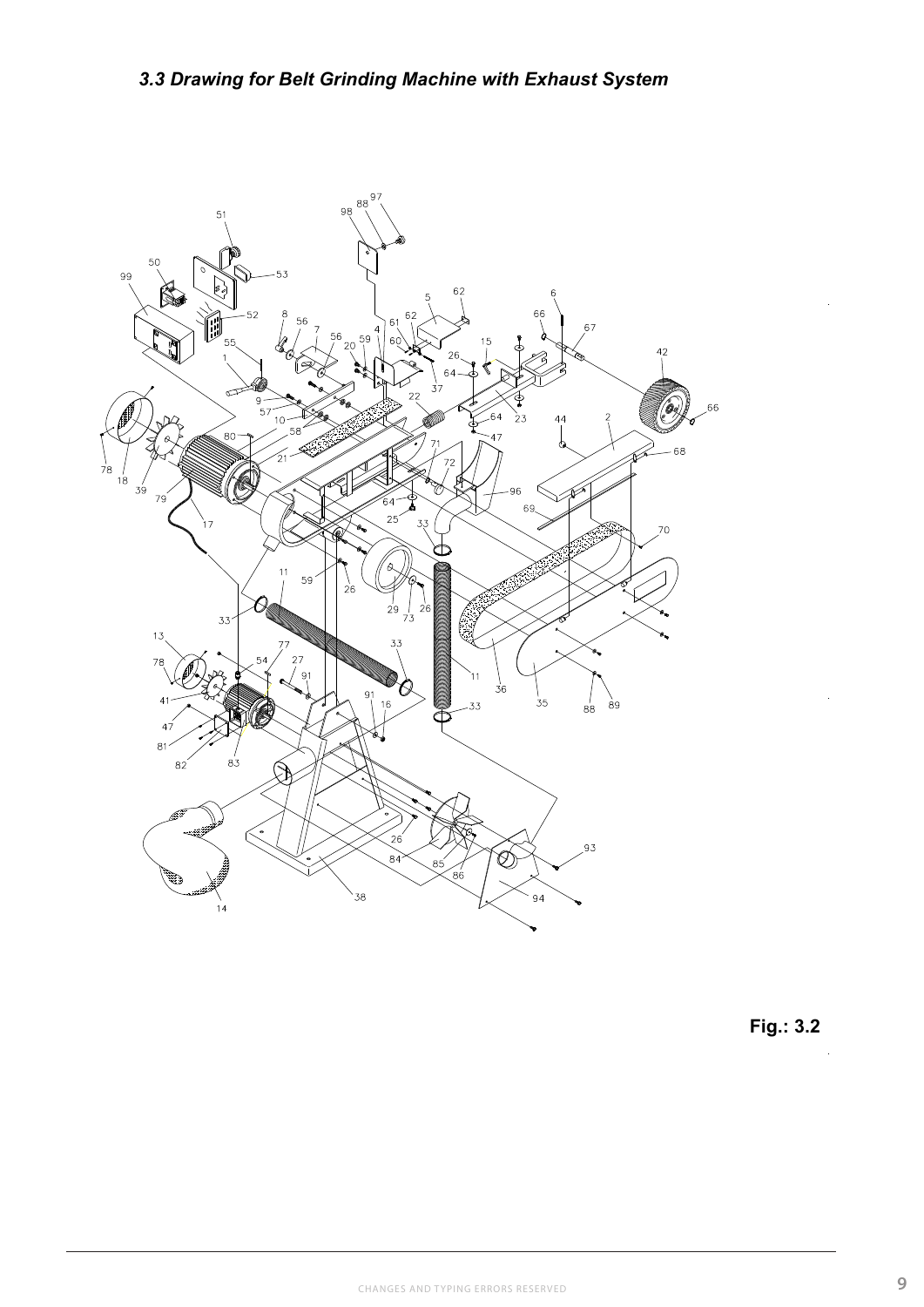### *3.3 Drawing for Belt Grinding Machine with Exhaust System*

**Fig.: 3.2**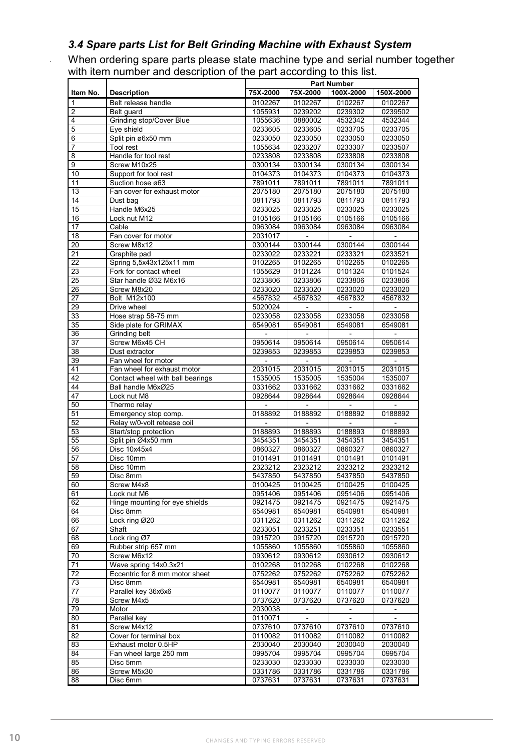### *3.4 Spare parts List for Belt Grinding Machine with Exhaust System*

When ordering spare parts please state machine type and serial number together with item number and description of the part according to this list.

| Item No. | Description | Part Number | | | |
|---|---|---|---|---|---|
| | | 75X-2000 | 75X-2000 | 100X-2000 | 150X-2000 |
| 1 | Belt release handle | 0102267 | 0102267 | 0102267 | 0102267 |
| 2 | Belt guard | 1055931 | 0239202 | 0239302 | 0239502 |
| 4 | Grinding stop/Cover Blue | 1055636 | 0880002 | 4532342 | 4532344 |
| 5 | Eye shield | 0233605 | 0233605 | 0233705 | 0233705 |
| 6 | Split pin ø6x50 mm | 0233050 | 0233050 | 0233050 | 0233050 |
| 7 | Tool rest | 1055634 | 0233207 | 0233307 | 0233507 |
| 8 | Handle for tool rest | 0233808 | 0233808 | 0233808 | 0233808 |
| 9 | Screw M10x25 | 0300134 | 0300134 | 0300134 | 0300134 |
| 10 | Support for tool rest | 0104373 | 0104373 | 0104373 | 0104373 |
| 11 | Suction hose ø63 | 7891011 | 7891011 | 7891011 | 7891011 |
| 13 | Fan cover for exhaust motor | 2075180 | 2075180 | 2075180 | 2075180 |
| 14 | Dust bag | 0811793 | 0811793 | 0811793 | 0811793 |
| 15 | Handle M6x25 | 0233025 | 0233025 | 0233025 | 0233025 |
| 16 | Lock nut M12 | 0105166 | 0105166 | 0105166 | 0105166 |
| 17 | Cable | 0963084 | 0963084 | 0963084 | 0963084 |
| 18 | Fan cover for motor | 2031017 | - | - | - |
| 20 | Screw M8x12 | 0300144 | 0300144 | 0300144 | 0300144 |
| 21 | Graphite pad | 0233022 | 0233221 | 0233321 | 0233521 |
| 22 | Spring 5,5x43x125x11 mm | 0102265 | 0102265 | 0102265 | 0102265 |
| 23 | Fork for contact wheel | 1055629 | 0101224 | 0101324 | 0101524 |
| 25 | Star handle Ø32 M6x16 | 0233806 | 0233806 | 0233806 | 0233806 |
| 26 | Screw M8x20 | 0233020 | 0233020 | 0233020 | 0233020 |
| 27 | Bolt M12x100 | 4567832 | 4567832 | 4567832 | 4567832 |
| 29 | Drive wheel | 5020024 | - | - | - |
| 33 | Hose strap 58-75 mm | 0233058 | 0233058 | 0233058 | 0233058 |
| 35 | Side plate for GRIMAX | 6549081 | 6549081 | 6549081 | 6549081 |
| 36 | Grinding belt | - | - | - | - |
| 37 | Screw M6x45 CH | 0950614 | 0950614 | 0950614 | 0950614 |
| 38 | Dust extractor | 0239853 | 0239853 | 0239853 | 0239853 |
| 39 | Fan wheel for motor | - | - | - | - |
| 41 | Fan wheel for exhaust motor | 2031015 | 2031015 | 2031015 | 2031015 |
| 42 | Contact wheel with ball bearings | 1535005 | 1535005 | 1535004 | 1535007 |
| 44 | Ball handle M6xØ25 | 0331662 | 0331662 | 0331662 | 0331662 |
| 47 | Lock nut M8 | 0928644 | 0928644 | 0928644 | 0928644 |
| 50 | Thermo relay | - | - | - | - |
| 51 | Emergency stop comp. | 0188892 | 0188892 | 0188892 | 0188892 |
| 52 | Relay w/0-volt retease coil | - | - | - | - |
| 53 | Start/stop protection | 0188893 | 0188893 | 0188893 | 0188893 |
| 55 | Split pin Ø4x50 mm | 3454351 | 3454351 | 3454351 | 3454351 |
| 56 | Disc 10x45x4 | 0860327 | 0860327 | 0860327 | 0860327 |
| 57 | Disc 10mm | 0101491 | 0101491 | 0101491 | 0101491 |
| 58 | Disc 10mm | 2323212 | 2323212 | 2323212 | 2323212 |
| 59 | Disc 8mm | 5437850 | 5437850 | 5437850 | 5437850 |
| 60 | Screw M4x8 | 0100425 | 0100425 | 0100425 | 0100425 |
| 61 | Lock nut M6 | 0951406 | 0951406 | 0951406 | 0951406 |
| 62 | Hinge mounting for eye shields | 0921475 | 0921475 | 0921475 | 0921475 |
| 64 | Disc 8mm | 6540981 | 6540981 | 6540981 | 6540981 |
| 66 | Lock ring Ø20 | 0311262 | 0311262 | 0311262 | 0311262 |
| 67 | Shaft | 0233051 | 0233251 | 0233351 | 0233551 |
| 68 | Lock ring Ø7 | 0915720 | 0915720 | 0915720 | 0915720 |
| 69 | Rubber strip 657 mm | 1055860 | 1055860 | 1055860 | 1055860 |
| 70 | Screw M6x12 | 0930612 | 0930612 | 0930612 | 0930612 |
| 71 | Wave spring 14x0.3x21 | 0102268 | 0102268 | 0102268 | 0102268 |
| 72 | Eccentric for 8 mm motor sheet | 0752262 | 0752262 | 0752262 | 0752262 |
| 73 | Disc 8mm | 6540981 | 6540981 | 6540981 | 6540981 |
| 77 | Parallel key 36x6x6 | 0110077 | 0110077 | 0110077 | 0110077 |
| 78 | Screw M4x5 | 0737620 | 0737620 | 0737620 | 0737620 |
| 79 | Motor | 2030038 | - | - | - |
| 80 | Parallel key | 0110071 | - | - | - |
| 81 | Screw M4x12 | 0737610 | 0737610 | 0737610 | 0737610 |
| 82 | Cover for terminal box | 0110082 | 0110082 | 0110082 | 0110082 |
| 83 | Exhaust motor 0.5HP | 2030040 | 2030040 | 2030040 | 2030040 |
| 84 | Fan wheel large 250 mm | 0995704 | 0995704 | 0995704 | 0995704 |
| 85 | Disc 5mm | 0233030 | 0233030 | 0233030 | 0233030 |
| 86 | Screw M5x30 | 0331786 | 0331786 | 0331786 | 0331786 |
| 88 | Disc 6mm | 0737631 | 0737631 | 0737631 | 0737631 |

CHANGES AND TYPING ERRORS RESERVED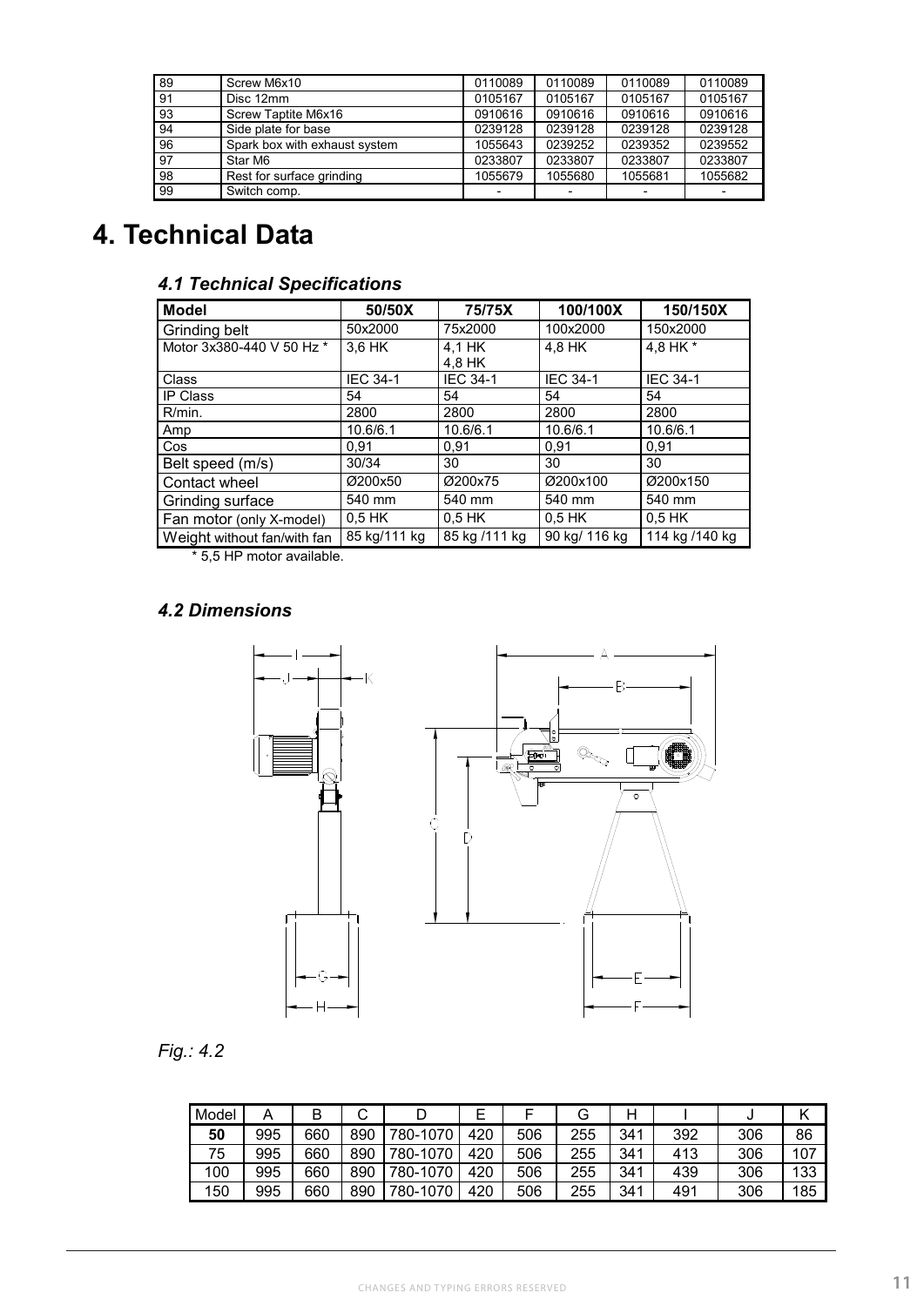| 89 | Screw M6x10 | 0110089 | 0110089 | 0110089 | 0110089 |
|---|---|---|---|---|---|
| 91 | Disc 12mm | 0105167 | 0105167 | 0105167 | 0105167 |
| 93 | Screw Taptite M6x16 | 0910616 | 0910616 | 0910616 | 0910616 |
| 94 | Side plate for base | 0239128 | 0239128 | 0239128 | 0239128 |
| 96 | Spark box with exhaust system | 1055643 | 0239252 | 0239352 | 0239552 |
| 97 | Star M6 | 0233807 | 0233807 | 0233807 | 0233807 |
| 98 | Rest for surface grinding | 1055679 | 1055680 | 1055681 | 1055682 |
| 99 | Switch comp. | - | - | - | - |

# 4. Technical Data

## *4.1 Technical Specifications*

| Model | 50/50X | 75/75X | 100/100X | 150/150X |
|---|---|---|---|---|
| Grinding belt | 50x2000 | 75x2000 | 100x2000 | 150x2000 |
| Motor 3x380-440 V 50 Hz * | 3,6 HK | 4,1 HK 4,8 HK | 4,8 HK | 4,8 HK * |
| Class | IEC 34-1 | IEC 34-1 | IEC 34-1 | IEC 34-1 |
| IP Class | 54 | 54 | 54 | 54 |
| R/min. | 2800 | 2800 | 2800 | 2800 |
| Amp | 10.6/6.1 | 10.6/6.1 | 10.6/6.1 | 10.6/6.1 |
| Cos | 0,91 | 0,91 | 0,91 | 0,91 |
| Belt speed (m/s) | 30/34 | 30 | 30 | 30 |
| Contact wheel | Ø200x50 | Ø200x75 | Ø200x100 | Ø200x150 |
| Grinding surface | 540 mm | 540 mm | 540 mm | 540 mm |
| Fan motor (only X-model) | 0,5 HK | 0,5 HK | 0,5 HK | 0,5 HK |
| Weight without fan/with fan | 85 kg/111 kg | 85 kg /111 kg | 90 kg/ 116 kg | 114 kg /140 kg |

\* 5,5 HP motor available.

## *4.2 Dimensions*

*Fig.: 4.2*

| Model | A | B | C | D | E | F | G | H | I | J | K |
|---|---|---|---|---|---|---|---|---|---|---|---|
| **50** | 995 | 660 | 890 | 780-1070 | 420 | 506 | 255 | 341 | 392 | 306 | 86 |
| 75 | 995 | 660 | 890 | 780-1070 | 420 | 506 | 255 | 341 | 413 | 306 | 107 |
| 100 | 995 | 660 | 890 | 780-1070 | 420 | 506 | 255 | 341 | 439 | 306 | 133 |
| 150 | 995 | 660 | 890 | 780-1070 | 420 | 506 | 255 | 341 | 491 | 306 | 185 |

CHANGES AND TYPING ERRORS RESERVED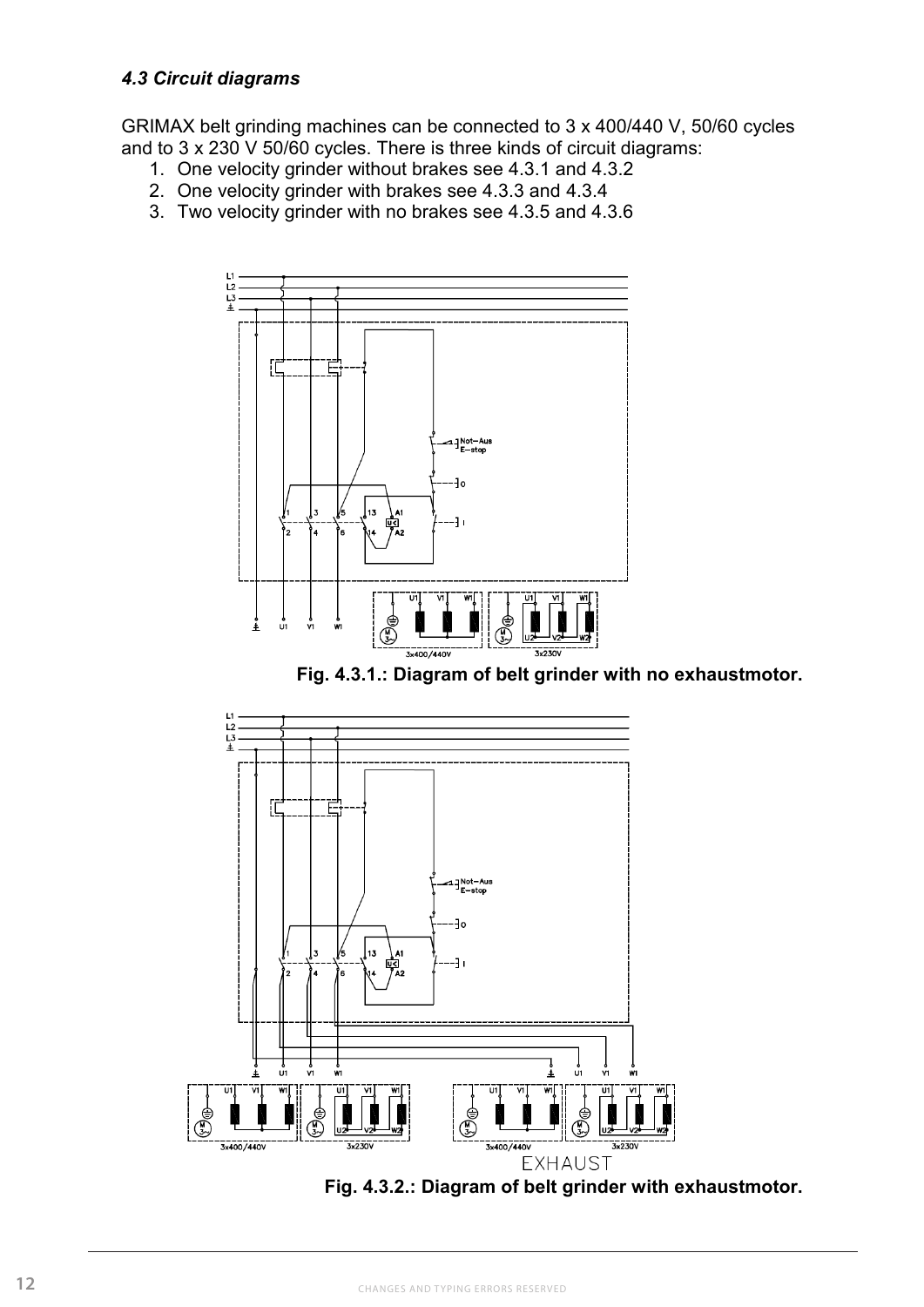### *4.3 Circuit diagrams*

GRIMAX belt grinding machines can be connected to 3 x 400/440 V, 50/60 cycles and to 3 x 230 V 50/60 cycles. There is three kinds of circuit diagrams:

1. One velocity grinder without brakes see 4.3.1 and 4.3.2
2. One velocity grinder with brakes see 4.3.3 and 4.3.4
3. Two velocity grinder with no brakes see 4.3.5 and 4.3.6

**Fig. 4.3.1.: Diagram of belt grinder with no exhaustmotor.**

**Fig. 4.3.2.: Diagram of belt grinder with exhaustmotor.**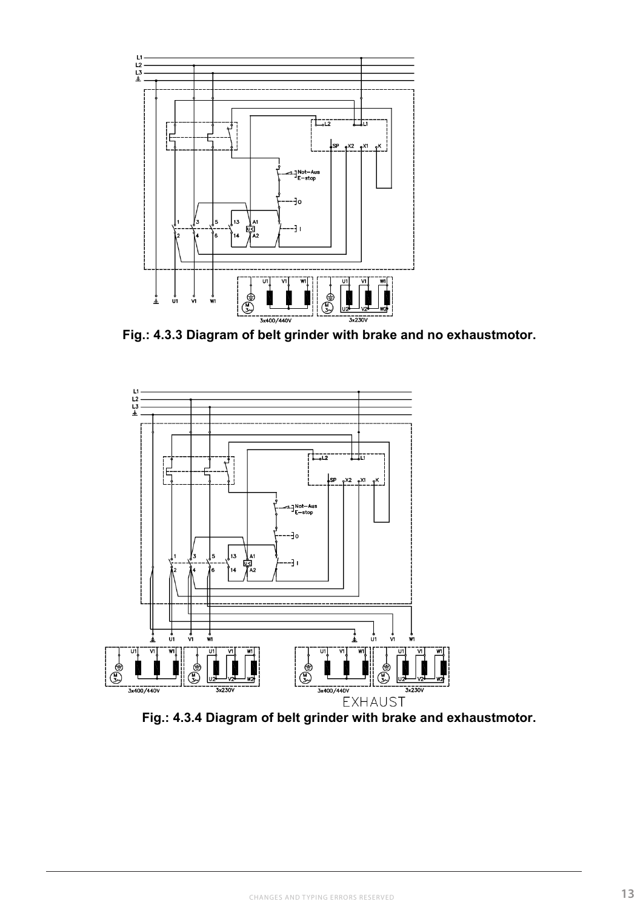Fig.: 4.3.3 Diagram of belt grinder with brake and no exhaustmotor.

Fig.: 4.3.4 Diagram of belt grinder with brake and exhaustmotor.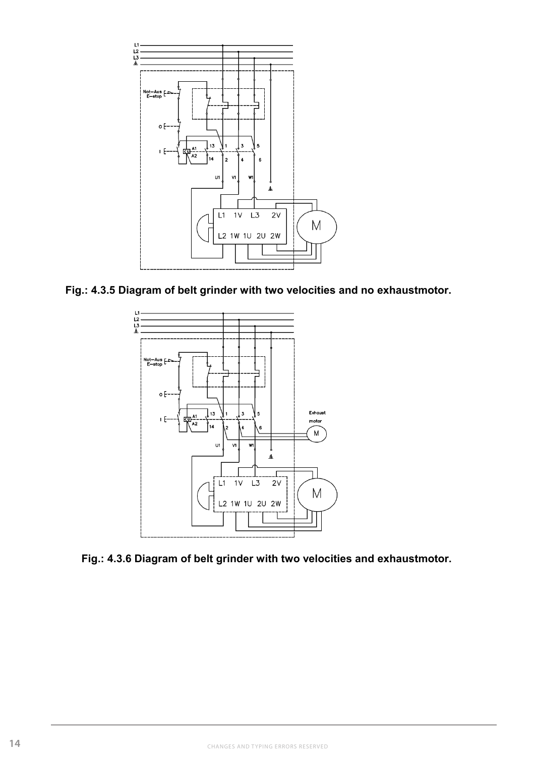**Fig.: 4.3.5 Diagram of belt grinder with two velocities and no exhaustmotor.**

**Fig.: 4.3.6 Diagram of belt grinder with two velocities and exhaustmotor.**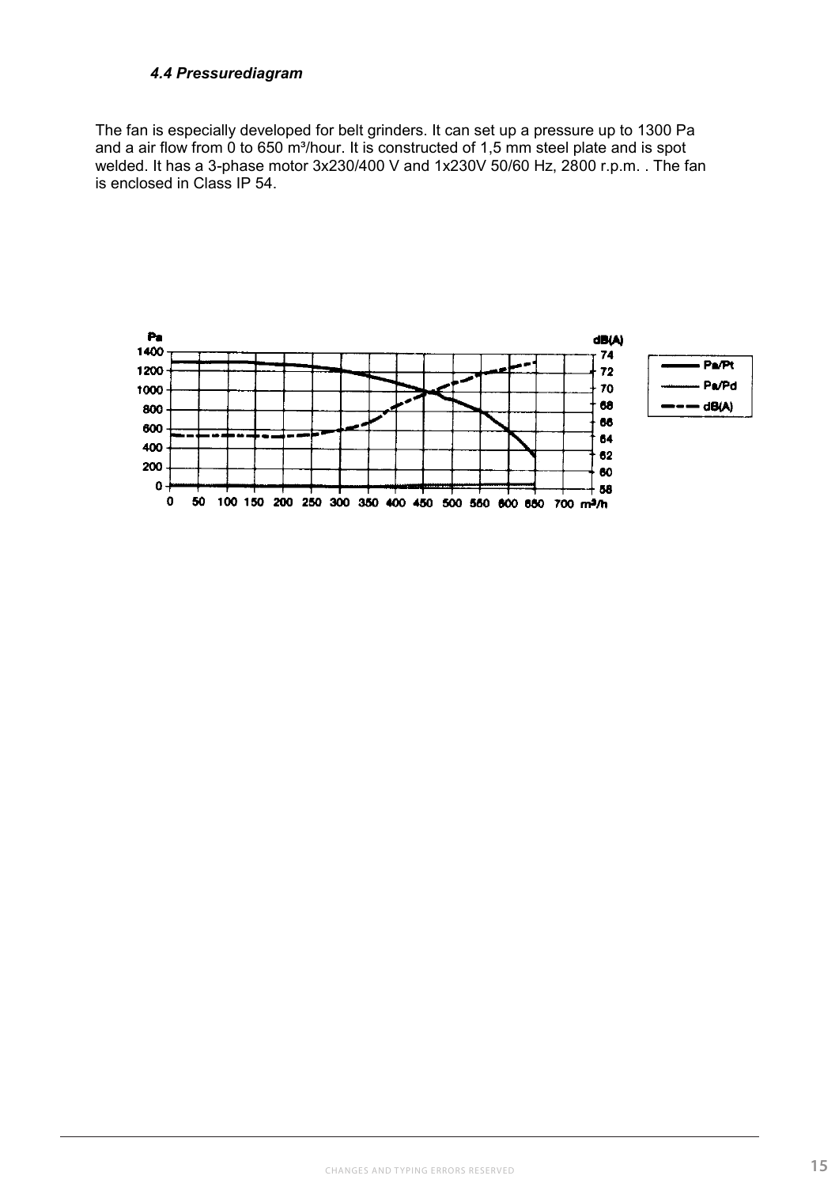### *4.4 Pressurediagram*

The fan is especially developed for belt grinders. It can set up a pressure up to 1300 Pa and a air flow from 0 to 650 m³/hour. It is constructed of 1,5 mm steel plate and is spot welded. It has a 3-phase motor 3x230/400 V and 1x230V 50/60 Hz, 2800 r.p.m. . The fan is enclosed in Class IP 54.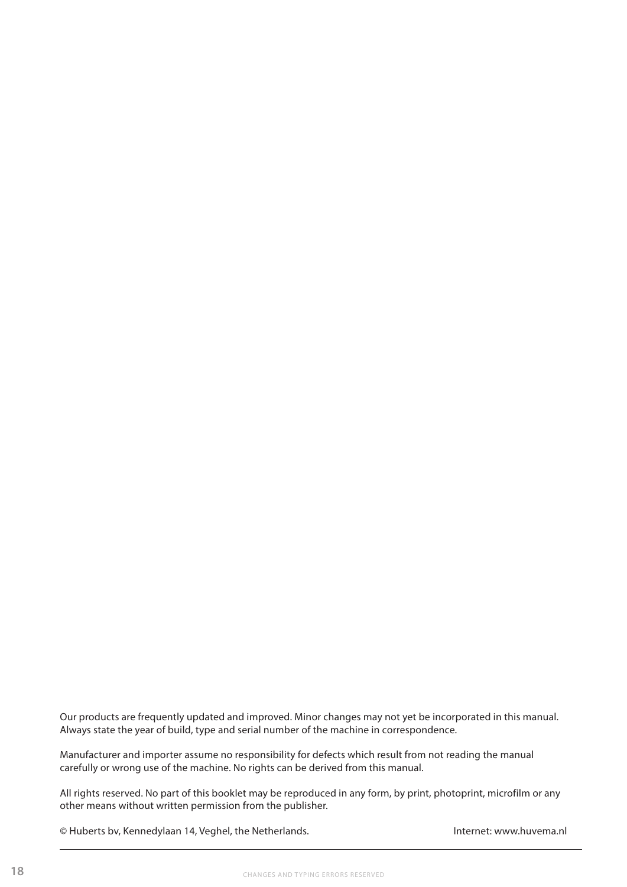Our products are frequently updated and improved. Minor changes may not yet be incorporated in this manual. Always state the year of build, type and serial number of the machine in correspondence.

Manufacturer and importer assume no responsibility for defects which result from not reading the manual carefully or wrong use of the machine. No rights can be derived from this manual.

All rights reserved. No part of this booklet may be reproduced in any form, by print, photoprint, microfilm or any other means without written permission from the publisher.

© Huberts bv, Kennedylaan 14, Veghel, the Netherlands. Internet: www.huvema.nl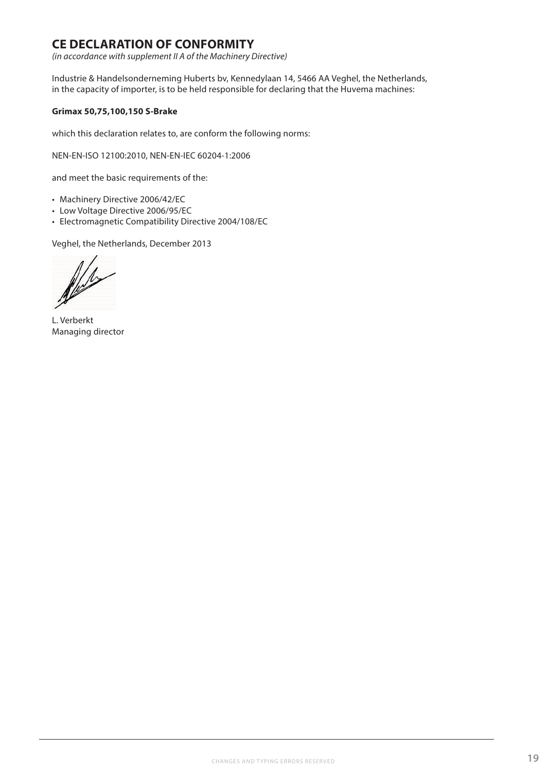# CE DECLARATION OF CONFORMITY

*(in accordance with supplement II A of the Machinery Directive)*

Industrie & Handelsonderneming Huberts bv, Kennedylaan 14, 5466 AA Veghel, the Netherlands, in the capacity of importer, is to be held responsible for declaring that the Huvema machines:

**Grimax 50,75,100,150 S-Brake**

which this declaration relates to, are conform the following norms:

NEN-EN-ISO 12100:2010, NEN-EN-IEC 60204-1:2006

and meet the basic requirements of the:

- Machinery Directive 2006/42/EC
- Low Voltage Directive 2006/95/EC
- Electromagnetic Compatibility Directive 2004/108/EC

Veghel, the Netherlands, December 2013

L. Verberkt
Managing director

CHANGES AND TYPING ERRORS RESERVED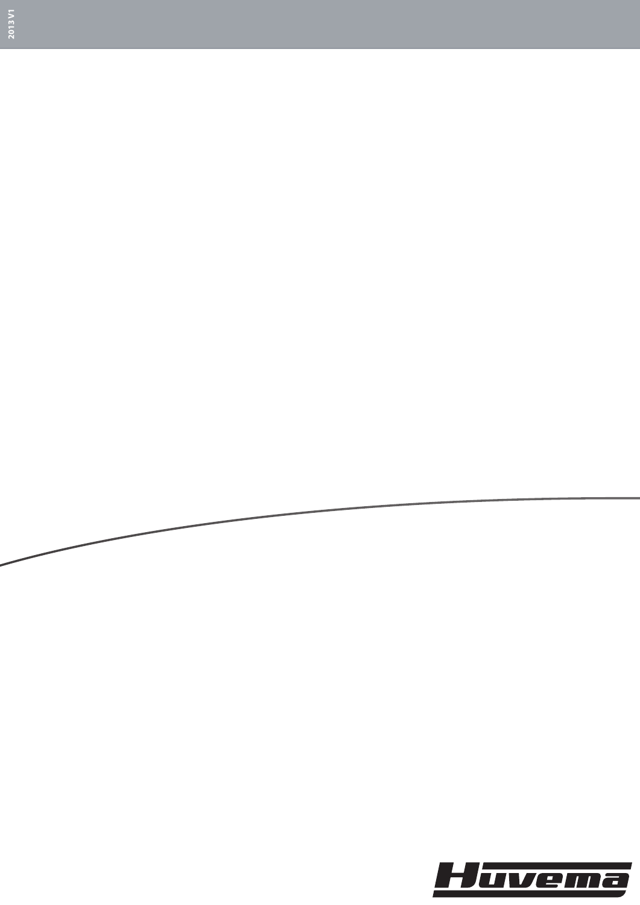2013 V1

Huvema